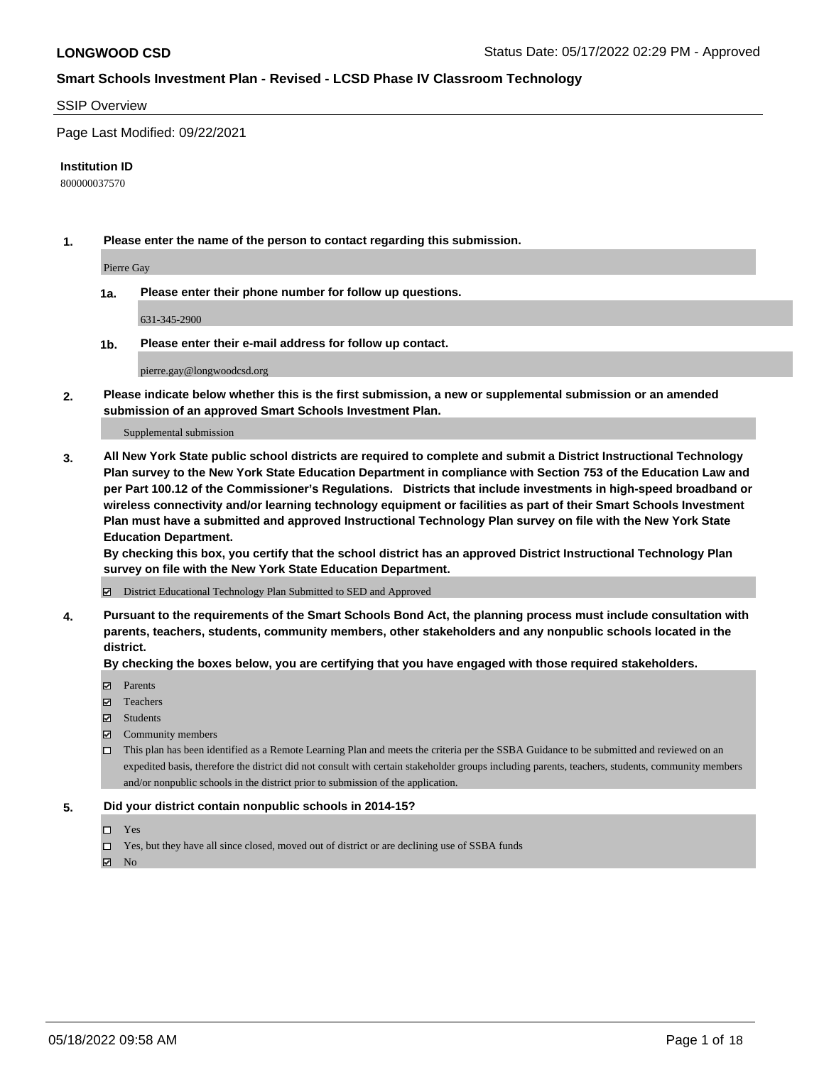**LONGWOOD CSD** Status Date: 05/17/2022 02:29 PM - Approved

## Smart Schools Investment Plan - Revised - LCSD Phase IV Classroom Technology

SSIP Overview

Page Last Modified: 09/22/2021

**Institution ID**

800000037570

**1. Please enter the name of the person to contact regarding this submission.**

Pierre Gay

**1a. Please enter their phone number for follow up questions.**

631-345-2900

**1b. Please enter their e-mail address for follow up contact.**

pierre.gay@longwoodcsd.org

**2. Please indicate below whether this is the first submission, a new or supplemental submission or an amended submission of an approved Smart Schools Investment Plan.**

Supplemental submission

**3. All New York State public school districts are required to complete and submit a District Instructional Technology Plan survey to the New York State Education Department in compliance with Section 753 of the Education Law and per Part 100.12 of the Commissioner's Regulations. Districts that include investments in high-speed broadband or wireless connectivity and/or learning technology equipment or facilities as part of their Smart Schools Investment Plan must have a submitted and approved Instructional Technology Plan survey on file with the New York State Education Department.**
**By checking this box, you certify that the school district has an approved District Instructional Technology Plan survey on file with the New York State Education Department.**

- [x] District Educational Technology Plan Submitted to SED and Approved

**4. Pursuant to the requirements of the Smart Schools Bond Act, the planning process must include consultation with parents, teachers, students, community members, other stakeholders and any nonpublic schools located in the district.**
**By checking the boxes below, you are certifying that you have engaged with those required stakeholders.**

- [x] Parents
- [x] Teachers
- [x] Students
- [x] Community members
- [ ] This plan has been identified as a Remote Learning Plan and meets the criteria per the SSBA Guidance to be submitted and reviewed on an expedited basis, therefore the district did not consult with certain stakeholder groups including parents, teachers, students, community members and/or nonpublic schools in the district prior to submission of the application.

**5. Did your district contain nonpublic schools in 2014-15?**

- [ ] Yes
- [ ] Yes, but they have all since closed, moved out of district or are declining use of SSBA funds
- [x] No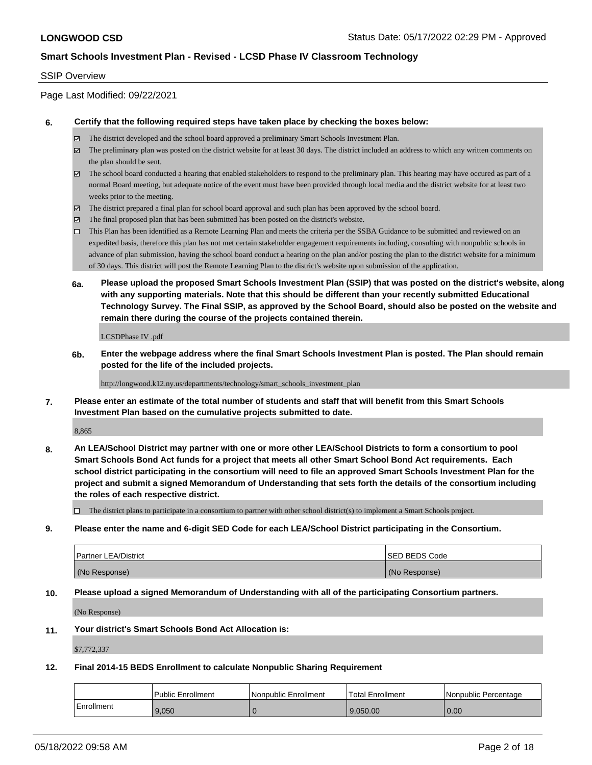**LONGWOOD CSD** Status Date: 05/17/2022 02:29 PM - Approved

## Smart Schools Investment Plan - Revised - LCSD Phase IV Classroom Technology

SSIP Overview

Page Last Modified: 09/22/2021

**6. Certify that the following required steps have taken place by checking the boxes below:**

- ☑ The district developed and the school board approved a preliminary Smart Schools Investment Plan.
- ☑ The preliminary plan was posted on the district website for at least 30 days. The district included an address to which any written comments on the plan should be sent.
- ☑ The school board conducted a hearing that enabled stakeholders to respond to the preliminary plan. This hearing may have occured as part of a normal Board meeting, but adequate notice of the event must have been provided through local media and the district website for at least two weeks prior to the meeting.
- ☑ The district prepared a final plan for school board approval and such plan has been approved by the school board.
- ☑ The final proposed plan that has been submitted has been posted on the district's website.
- ☐ This Plan has been identified as a Remote Learning Plan and meets the criteria per the SSBA Guidance to be submitted and reviewed on an expedited basis, therefore this plan has not met certain stakeholder engagement requirements including, consulting with nonpublic schools in advance of plan submission, having the school board conduct a hearing on the plan and/or posting the plan to the district website for a minimum of 30 days. This district will post the Remote Learning Plan to the district's website upon submission of the application.

**6a. Please upload the proposed Smart Schools Investment Plan (SSIP) that was posted on the district's website, along with any supporting materials. Note that this should be different than your recently submitted Educational Technology Survey. The Final SSIP, as approved by the School Board, should also be posted on the website and remain there during the course of the projects contained therein.**

LCSDPhase IV .pdf

**6b. Enter the webpage address where the final Smart Schools Investment Plan is posted. The Plan should remain posted for the life of the included projects.**

http://longwood.k12.ny.us/departments/technology/smart_schools_investment_plan

**7. Please enter an estimate of the total number of students and staff that will benefit from this Smart Schools Investment Plan based on the cumulative projects submitted to date.**

8,865

**8. An LEA/School District may partner with one or more other LEA/School Districts to form a consortium to pool Smart Schools Bond Act funds for a project that meets all other Smart School Bond Act requirements. Each school district participating in the consortium will need to file an approved Smart Schools Investment Plan for the project and submit a signed Memorandum of Understanding that sets forth the details of the consortium including the roles of each respective district.**

- ☐ The district plans to participate in a consortium to partner with other school district(s) to implement a Smart Schools project.

**9. Please enter the name and 6-digit SED Code for each LEA/School District participating in the Consortium.**

| Partner LEA/District | SED BEDS Code |
|---|---|
| (No Response) | (No Response) |

**10. Please upload a signed Memorandum of Understanding with all of the participating Consortium partners.**

(No Response)

**11. Your district's Smart Schools Bond Act Allocation is:**

$7,772,337

**12. Final 2014-15 BEDS Enrollment to calculate Nonpublic Sharing Requirement**

| | Public Enrollment | Nonpublic Enrollment | Total Enrollment | Nonpublic Percentage |
|---|---|---|---|---|
| Enrollment | 9,050 | 0 | 9,050.00 | 0.00 |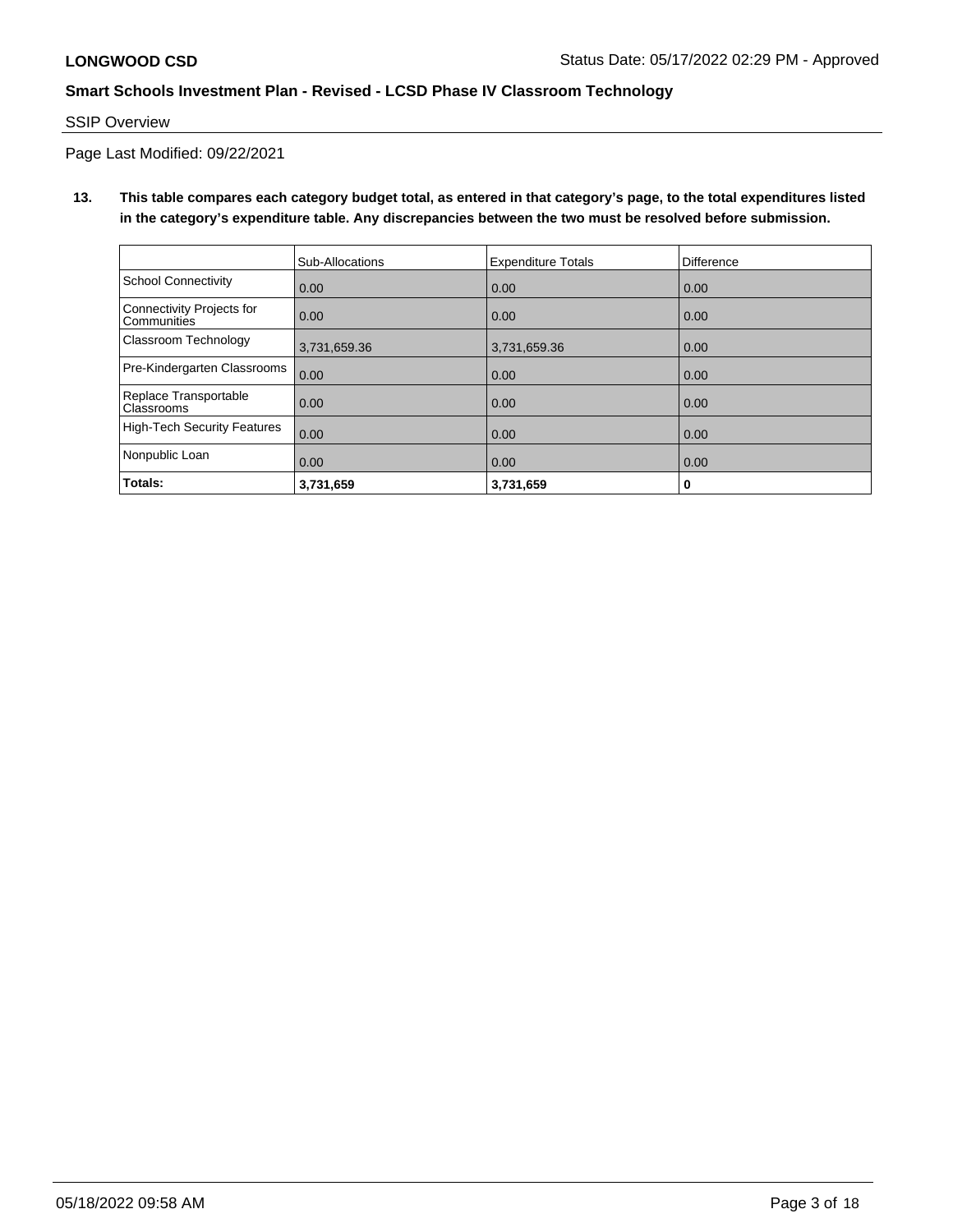SSIP Overview

Page Last Modified: 09/22/2021

**13. This table compares each category budget total, as entered in that category's page, to the total expenditures listed in the category's expenditure table. Any discrepancies between the two must be resolved before submission.**

| | Sub-Allocations | Expenditure Totals | Difference |
|---|---|---|---|
| School Connectivity | 0.00 | 0.00 | 0.00 |
| Connectivity Projects for Communities | 0.00 | 0.00 | 0.00 |
| Classroom Technology | 3,731,659.36 | 3,731,659.36 | 0.00 |
| Pre-Kindergarten Classrooms | 0.00 | 0.00 | 0.00 |
| Replace Transportable Classrooms | 0.00 | 0.00 | 0.00 |
| High-Tech Security Features | 0.00 | 0.00 | 0.00 |
| Nonpublic Loan | 0.00 | 0.00 | 0.00 |
| **Totals:** | **3,731,659** | **3,731,659** | **0** |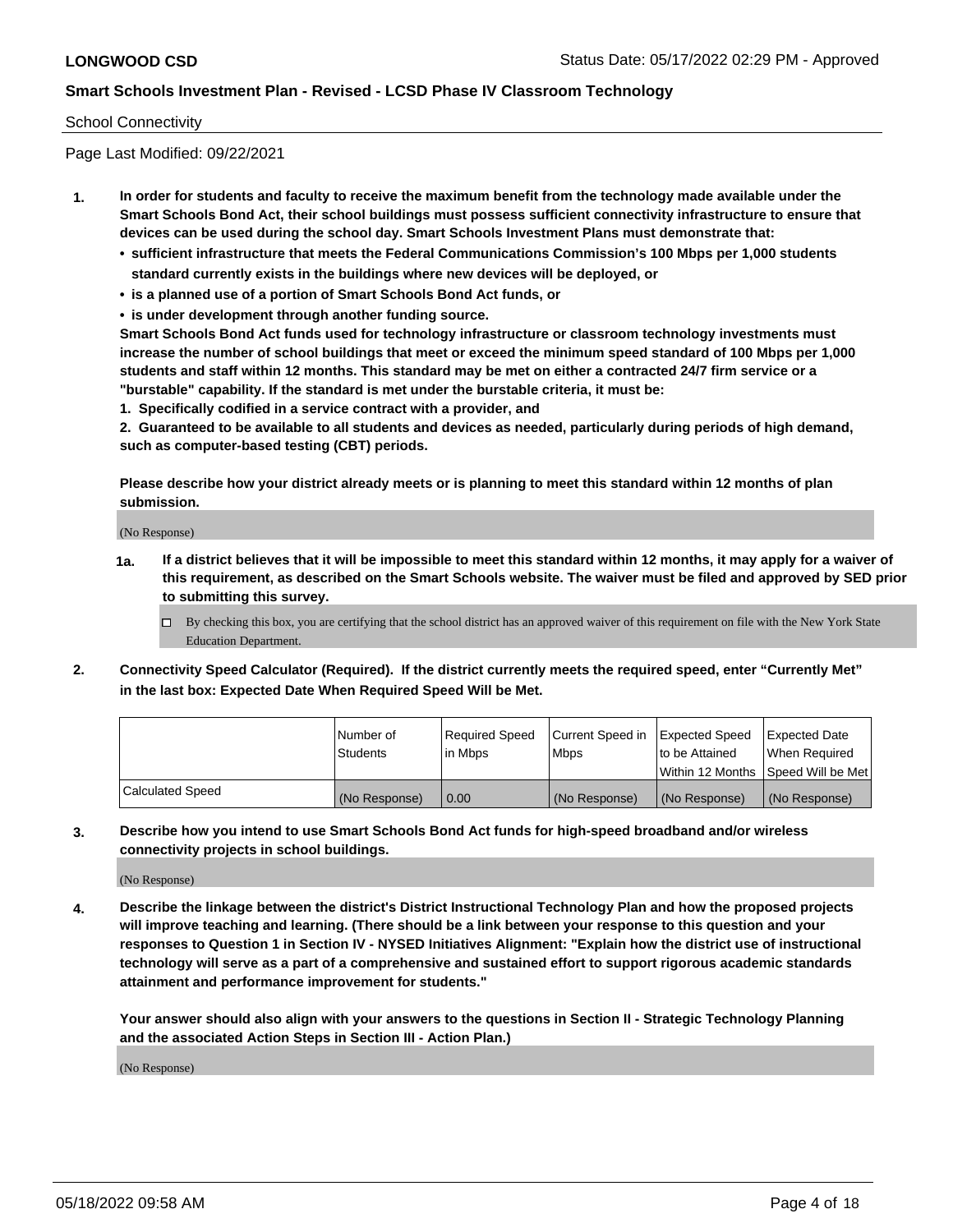School Connectivity

Page Last Modified: 09/22/2021

**1. In order for students and faculty to receive the maximum benefit from the technology made available under the Smart Schools Bond Act, their school buildings must possess sufficient connectivity infrastructure to ensure that devices can be used during the school day. Smart Schools Investment Plans must demonstrate that:**

- **sufficient infrastructure that meets the Federal Communications Commission's 100 Mbps per 1,000 students standard currently exists in the buildings where new devices will be deployed, or**
- **is a planned use of a portion of Smart Schools Bond Act funds, or**
- **is under development through another funding source.**

**Smart Schools Bond Act funds used for technology infrastructure or classroom technology investments must increase the number of school buildings that meet or exceed the minimum speed standard of 100 Mbps per 1,000 students and staff within 12 months. This standard may be met on either a contracted 24/7 firm service or a "burstable" capability. If the standard is met under the burstable criteria, it must be:**

**1. Specifically codified in a service contract with a provider, and**

**2. Guaranteed to be available to all students and devices as needed, particularly during periods of high demand, such as computer-based testing (CBT) periods.**

**Please describe how your district already meets or is planning to meet this standard within 12 months of plan submission.**

(No Response)

**1a. If a district believes that it will be impossible to meet this standard within 12 months, it may apply for a waiver of this requirement, as described on the Smart Schools website. The waiver must be filed and approved by SED prior to submitting this survey.**

☐ By checking this box, you are certifying that the school district has an approved waiver of this requirement on file with the New York State Education Department.

**2. Connectivity Speed Calculator (Required). If the district currently meets the required speed, enter "Currently Met" in the last box: Expected Date When Required Speed Will be Met.**

| | Number of Students | Required Speed in Mbps | Current Speed in Mbps | Expected Speed to be Attained Within 12 Months | Expected Date When Required Speed Will be Met |
|---|---|---|---|---|---|
| Calculated Speed | (No Response) | 0.00 | (No Response) | (No Response) | (No Response) |

**3. Describe how you intend to use Smart Schools Bond Act funds for high-speed broadband and/or wireless connectivity projects in school buildings.**

(No Response)

**4. Describe the linkage between the district's District Instructional Technology Plan and how the proposed projects will improve teaching and learning. (There should be a link between your response to this question and your responses to Question 1 in Section IV - NYSED Initiatives Alignment: "Explain how the district use of instructional technology will serve as a part of a comprehensive and sustained effort to support rigorous academic standards attainment and performance improvement for students."**

**Your answer should also align with your answers to the questions in Section II - Strategic Technology Planning and the associated Action Steps in Section III - Action Plan.)**

(No Response)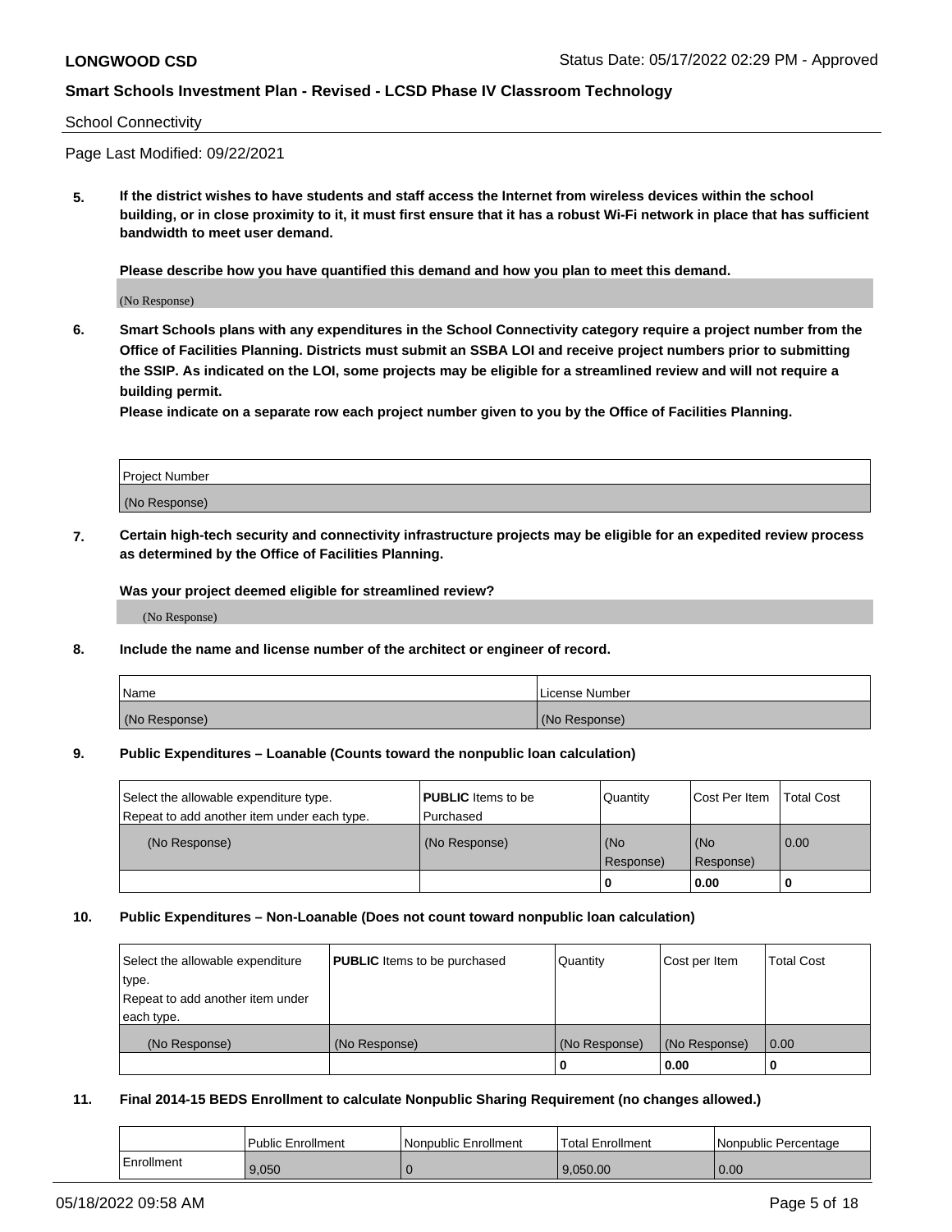School Connectivity

Page Last Modified: 09/22/2021

**5. If the district wishes to have students and staff access the Internet from wireless devices within the school building, or in close proximity to it, it must first ensure that it has a robust Wi-Fi network in place that has sufficient bandwidth to meet user demand.**

**Please describe how you have quantified this demand and how you plan to meet this demand.**

(No Response)

**6. Smart Schools plans with any expenditures in the School Connectivity category require a project number from the Office of Facilities Planning. Districts must submit an SSBA LOI and receive project numbers prior to submitting the SSIP. As indicated on the LOI, some projects may be eligible for a streamlined review and will not require a building permit.**

**Please indicate on a separate row each project number given to you by the Office of Facilities Planning.**

| Project Number |
| --- |
| (No Response) |

**7. Certain high-tech security and connectivity infrastructure projects may be eligible for an expedited review process as determined by the Office of Facilities Planning.**

**Was your project deemed eligible for streamlined review?**

(No Response)

**8. Include the name and license number of the architect or engineer of record.**

| Name | License Number |
| --- | --- |
| (No Response) | (No Response) |

**9. Public Expenditures – Loanable (Counts toward the nonpublic loan calculation)**

| Select the allowable expenditure type. Repeat to add another item under each type. | **PUBLIC** Items to be Purchased | Quantity | Cost Per Item | Total Cost |
| --- | --- | --- | --- | --- |
| (No Response) | (No Response) | (No Response) | (No Response) | 0.00 |
| | | 0 | 0.00 | 0 |

**10. Public Expenditures – Non-Loanable (Does not count toward nonpublic loan calculation)**

| Select the allowable expenditure type. Repeat to add another item under each type. | **PUBLIC** Items to be purchased | Quantity | Cost per Item | Total Cost |
| --- | --- | --- | --- | --- |
| (No Response) | (No Response) | (No Response) | (No Response) | 0.00 |
| | | 0 | 0.00 | 0 |

**11. Final 2014-15 BEDS Enrollment to calculate Nonpublic Sharing Requirement (no changes allowed.)**

| | Public Enrollment | Nonpublic Enrollment | Total Enrollment | Nonpublic Percentage |
| --- | --- | --- | --- | --- |
| Enrollment | 9,050 | 0 | 9,050.00 | 0.00 |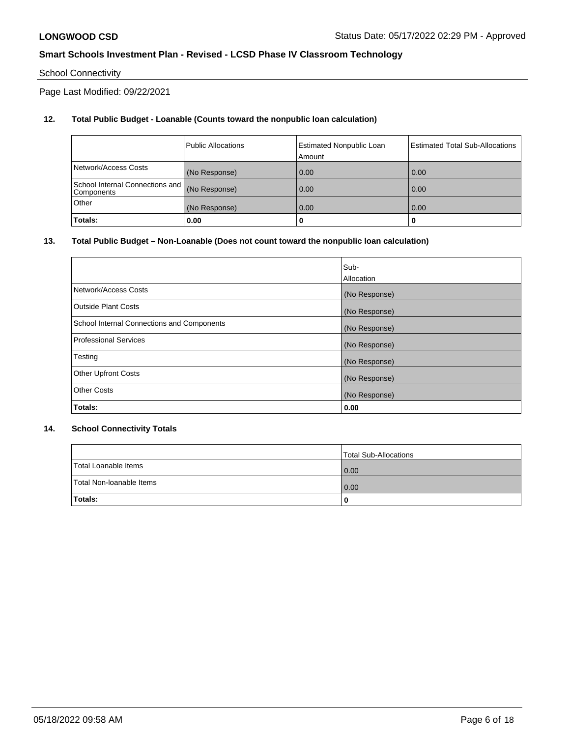School Connectivity

Page Last Modified: 09/22/2021

**12. Total Public Budget - Loanable (Counts toward the nonpublic loan calculation)**

| | Public Allocations | Estimated Nonpublic Loan Amount | Estimated Total Sub-Allocations |
|---|---|---|---|
| Network/Access Costs | (No Response) | 0.00 | 0.00 |
| School Internal Connections and Components | (No Response) | 0.00 | 0.00 |
| Other | (No Response) | 0.00 | 0.00 |
| **Totals:** | **0.00** | **0** | **0** |

**13. Total Public Budget – Non-Loanable (Does not count toward the nonpublic loan calculation)**

| | Sub-Allocation |
|---|---|
| Network/Access Costs | (No Response) |
| Outside Plant Costs | (No Response) |
| School Internal Connections and Components | (No Response) |
| Professional Services | (No Response) |
| Testing | (No Response) |
| Other Upfront Costs | (No Response) |
| Other Costs | (No Response) |
| **Totals:** | **0.00** |

**14. School Connectivity Totals**

| | Total Sub-Allocations |
|---|---|
| Total Loanable Items | 0.00 |
| Total Non-loanable Items | 0.00 |
| **Totals:** | **0** |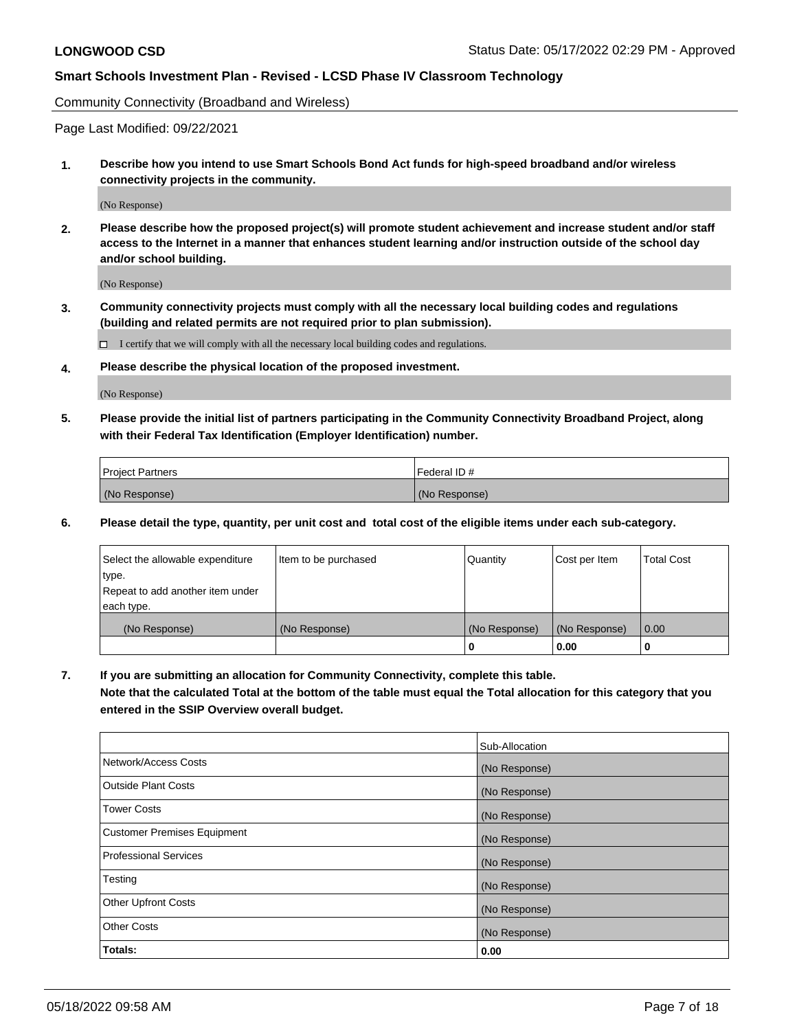Community Connectivity (Broadband and Wireless)

Page Last Modified: 09/22/2021

**1. Describe how you intend to use Smart Schools Bond Act funds for high-speed broadband and/or wireless connectivity projects in the community.**

(No Response)

**2. Please describe how the proposed project(s) will promote student achievement and increase student and/or staff access to the Internet in a manner that enhances student learning and/or instruction outside of the school day and/or school building.**

(No Response)

**3. Community connectivity projects must comply with all the necessary local building codes and regulations (building and related permits are not required prior to plan submission).**

☐ I certify that we will comply with all the necessary local building codes and regulations.

**4. Please describe the physical location of the proposed investment.**

(No Response)

**5. Please provide the initial list of partners participating in the Community Connectivity Broadband Project, along with their Federal Tax Identification (Employer Identification) number.**

| Project Partners | Federal ID # |
|---|---|
| (No Response) | (No Response) |

**6. Please detail the type, quantity, per unit cost and total cost of the eligible items under each sub-category.**

| Select the allowable expenditure type. Repeat to add another item under each type. | Item to be purchased | Quantity | Cost per Item | Total Cost |
|---|---|---|---|---|
| (No Response) | (No Response) | (No Response) | (No Response) | 0.00 |
| | | **0** | **0.00** | **0** |

**7. If you are submitting an allocation for Community Connectivity, complete this table. Note that the calculated Total at the bottom of the table must equal the Total allocation for this category that you entered in the SSIP Overview overall budget.**

| | Sub-Allocation |
|---|---|
| Network/Access Costs | (No Response) |
| Outside Plant Costs | (No Response) |
| Tower Costs | (No Response) |
| Customer Premises Equipment | (No Response) |
| Professional Services | (No Response) |
| Testing | (No Response) |
| Other Upfront Costs | (No Response) |
| Other Costs | (No Response) |
| **Totals:** | **0.00** |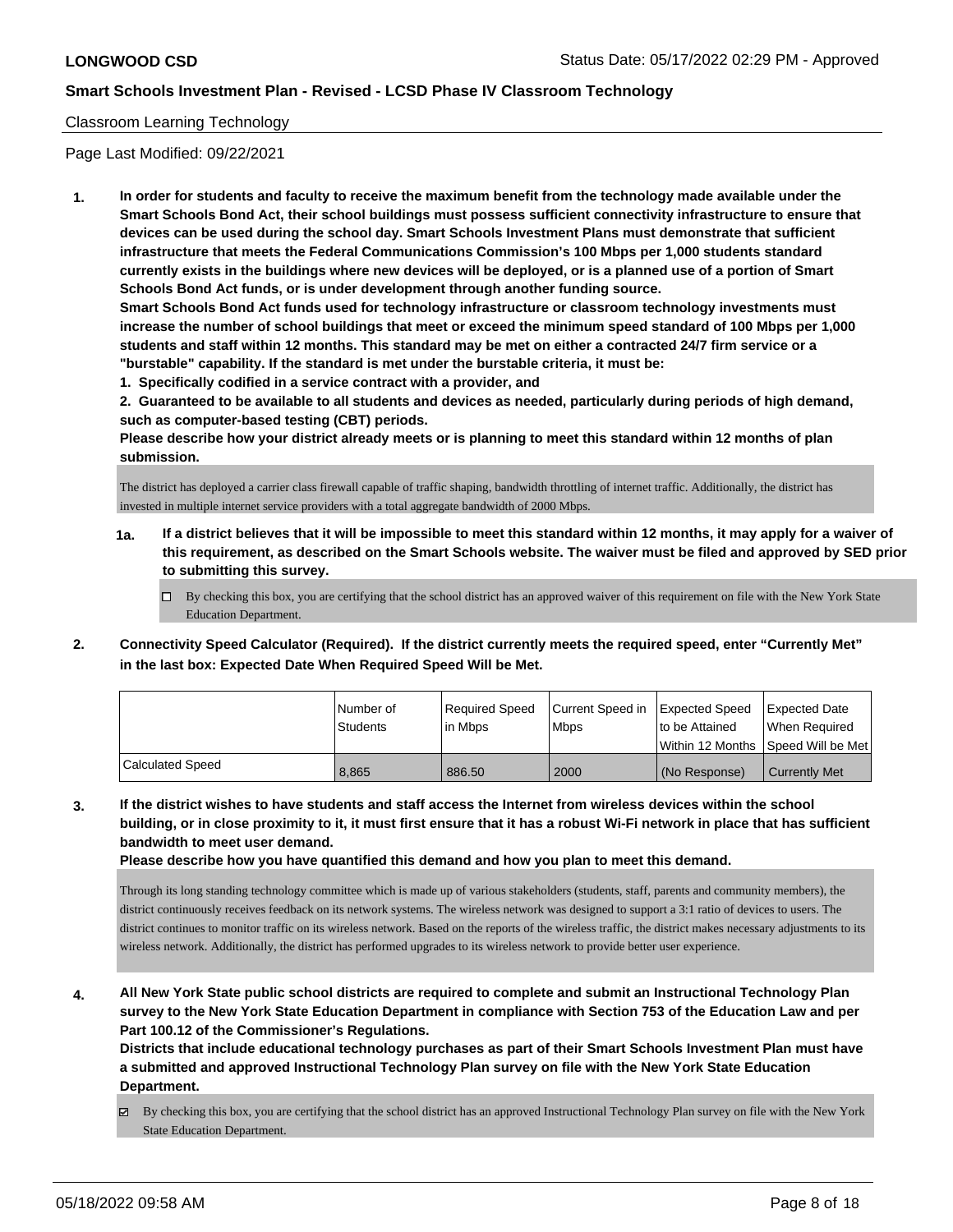**LONGWOOD CSD** Status Date: 05/17/2022 02:29 PM - Approved

## Smart Schools Investment Plan - Revised - LCSD Phase IV Classroom Technology

Classroom Learning Technology

Page Last Modified: 09/22/2021

**1. In order for students and faculty to receive the maximum benefit from the technology made available under the Smart Schools Bond Act, their school buildings must possess sufficient connectivity infrastructure to ensure that devices can be used during the school day. Smart Schools Investment Plans must demonstrate that sufficient infrastructure that meets the Federal Communications Commission's 100 Mbps per 1,000 students standard currently exists in the buildings where new devices will be deployed, or is a planned use of a portion of Smart Schools Bond Act funds, or is under development through another funding source.**

**Smart Schools Bond Act funds used for technology infrastructure or classroom technology investments must increase the number of school buildings that meet or exceed the minimum speed standard of 100 Mbps per 1,000 students and staff within 12 months. This standard may be met on either a contracted 24/7 firm service or a "burstable" capability. If the standard is met under the burstable criteria, it must be:**

**1. Specifically codified in a service contract with a provider, and**

**2. Guaranteed to be available to all students and devices as needed, particularly during periods of high demand, such as computer-based testing (CBT) periods.**

**Please describe how your district already meets or is planning to meet this standard within 12 months of plan submission.**

The district has deployed a carrier class firewall capable of traffic shaping, bandwidth throttling of internet traffic. Additionally, the district has invested in multiple internet service providers with a total aggregate bandwidth of 2000 Mbps.

**1a. If a district believes that it will be impossible to meet this standard within 12 months, it may apply for a waiver of this requirement, as described on the Smart Schools website. The waiver must be filed and approved by SED prior to submitting this survey.**

☐ By checking this box, you are certifying that the school district has an approved waiver of this requirement on file with the New York State Education Department.

**2. Connectivity Speed Calculator (Required). If the district currently meets the required speed, enter "Currently Met" in the last box: Expected Date When Required Speed Will be Met.**

| | Number of Students | Required Speed in Mbps | Current Speed in Mbps | Expected Speed to be Attained Within 12 Months | Expected Date When Required Speed Will be Met |
|---|---|---|---|---|---|
| Calculated Speed | 8,865 | 886.50 | 2000 | (No Response) | Currently Met |

**3. If the district wishes to have students and staff access the Internet from wireless devices within the school building, or in close proximity to it, it must first ensure that it has a robust Wi-Fi network in place that has sufficient bandwidth to meet user demand.**

**Please describe how you have quantified this demand and how you plan to meet this demand.**

Through its long standing technology committee which is made up of various stakeholders (students, staff, parents and community members), the district continuously receives feedback on its network systems. The wireless network was designed to support a 3:1 ratio of devices to users. The district continues to monitor traffic on its wireless network. Based on the reports of the wireless traffic, the district makes necessary adjustments to its wireless network. Additionally, the district has performed upgrades to its wireless network to provide better user experience.

**4. All New York State public school districts are required to complete and submit an Instructional Technology Plan survey to the New York State Education Department in compliance with Section 753 of the Education Law and per Part 100.12 of the Commissioner's Regulations.**

**Districts that include educational technology purchases as part of their Smart Schools Investment Plan must have a submitted and approved Instructional Technology Plan survey on file with the New York State Education Department.**

☑ By checking this box, you are certifying that the school district has an approved Instructional Technology Plan survey on file with the New York State Education Department.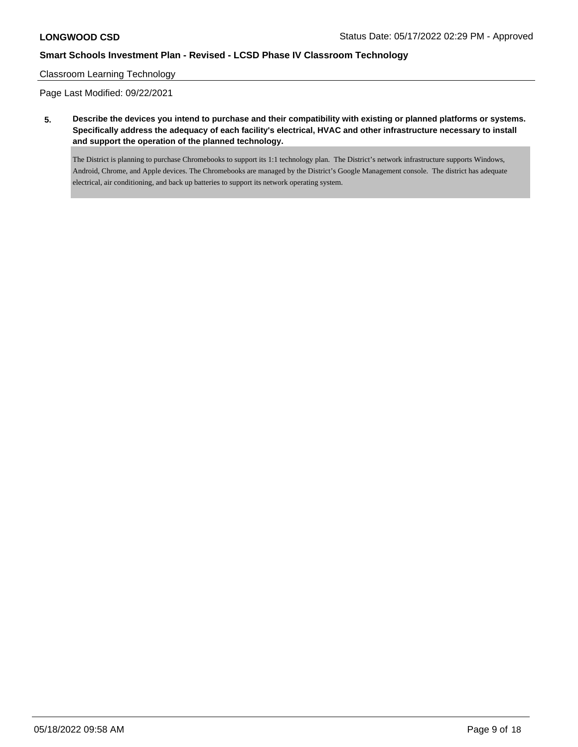Classroom Learning Technology

Page Last Modified: 09/22/2021

**5. Describe the devices you intend to purchase and their compatibility with existing or planned platforms or systems. Specifically address the adequacy of each facility's electrical, HVAC and other infrastructure necessary to install and support the operation of the planned technology.**

The District is planning to purchase Chromebooks to support its 1:1 technology plan. The District's network infrastructure supports Windows, Android, Chrome, and Apple devices. The Chromebooks are managed by the District's Google Management console. The district has adequate electrical, air conditioning, and back up batteries to support its network operating system.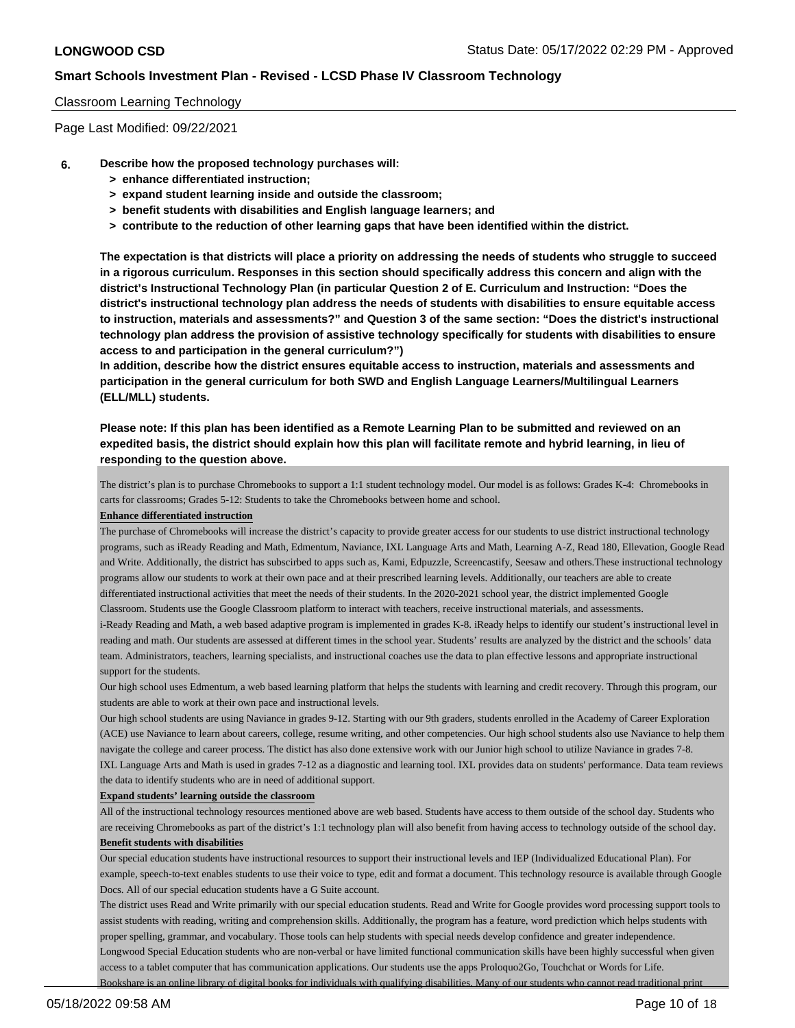Classroom Learning Technology

Page Last Modified: 09/22/2021

**6. Describe how the proposed technology purchases will:**
- **> enhance differentiated instruction;**
- **> expand student learning inside and outside the classroom;**
- **> benefit students with disabilities and English language learners; and**
- **> contribute to the reduction of other learning gaps that have been identified within the district.**

**The expectation is that districts will place a priority on addressing the needs of students who struggle to succeed in a rigorous curriculum. Responses in this section should specifically address this concern and align with the district's Instructional Technology Plan (in particular Question 2 of E. Curriculum and Instruction: "Does the district's instructional technology plan address the needs of students with disabilities to ensure equitable access to instruction, materials and assessments?" and Question 3 of the same section: "Does the district's instructional technology plan address the provision of assistive technology specifically for students with disabilities to ensure access to and participation in the general curriculum?")**
**In addition, describe how the district ensures equitable access to instruction, materials and assessments and participation in the general curriculum for both SWD and English Language Learners/Multilingual Learners (ELL/MLL) students.**

**Please note: If this plan has been identified as a Remote Learning Plan to be submitted and reviewed on an expedited basis, the district should explain how this plan will facilitate remote and hybrid learning, in lieu of responding to the question above.**

The district's plan is to purchase Chromebooks to support a 1:1 student technology model. Our model is as follows: Grades K-4: Chromebooks in carts for classrooms; Grades 5-12: Students to take the Chromebooks between home and school.

**Enhance differentiated instruction**

The purchase of Chromebooks will increase the district's capacity to provide greater access for our students to use district instructional technology programs, such as iReady Reading and Math, Edmentum, Naviance, IXL Language Arts and Math, Learning A-Z, Read 180, Ellevation, Google Read and Write. Additionally, the district has subscirbed to apps such as, Kami, Edpuzzle, Screencastify, Seesaw and others.These instructional technology programs allow our students to work at their own pace and at their prescribed learning levels. Additionally, our teachers are able to create differentiated instructional activities that meet the needs of their students. In the 2020-2021 school year, the district implemented Google Classroom. Students use the Google Classroom platform to interact with teachers, receive instructional materials, and assessments.
i-Ready Reading and Math, a web based adaptive program is implemented in grades K-8. iReady helps to identify our student's instructional level in reading and math. Our students are assessed at different times in the school year. Students' results are analyzed by the district and the schools' data team. Administrators, teachers, learning specialists, and instructional coaches use the data to plan effective lessons and appropriate instructional support for the students.
Our high school uses Edmentum, a web based learning platform that helps the students with learning and credit recovery. Through this program, our students are able to work at their own pace and instructional levels.
Our high school students are using Naviance in grades 9-12. Starting with our 9th graders, students enrolled in the Academy of Career Exploration (ACE) use Naviance to learn about careers, college, resume writing, and other competencies. Our high school students also use Naviance to help them navigate the college and career process. The distict has also done extensive work with our Junior high school to utilize Naviance in grades 7-8.
IXL Language Arts and Math is used in grades 7-12 as a diagnostic and learning tool. IXL provides data on students' performance. Data team reviews the data to identify students who are in need of additional support.

**Expand students' learning outside the classroom**

All of the instructional technology resources mentioned above are web based. Students have access to them outside of the school day. Students who are receiving Chromebooks as part of the district's 1:1 technology plan will also benefit from having access to technology outside of the school day.

**Benefit students with disabilities**

Our special education students have instructional resources to support their instructional levels and IEP (Individualized Educational Plan). For example, speech-to-text enables students to use their voice to type, edit and format a document. This technology resource is available through Google Docs. All of our special education students have a G Suite account.
The district uses Read and Write primarily with our special education students. Read and Write for Google provides word processing support tools to assist students with reading, writing and comprehension skills. Additionally, the program has a feature, word prediction which helps students with proper spelling, grammar, and vocabulary. Those tools can help students with special needs develop confidence and greater independence.
Longwood Special Education students who are non-verbal or have limited functional communication skills have been highly successful when given access to a tablet computer that has communication applications. Our students use the apps Proloquo2Go, Touchchat or Words for Life.
Bookshare is an online library of digital books for individuals with qualifying disabilities. Many of our students who cannot read traditional print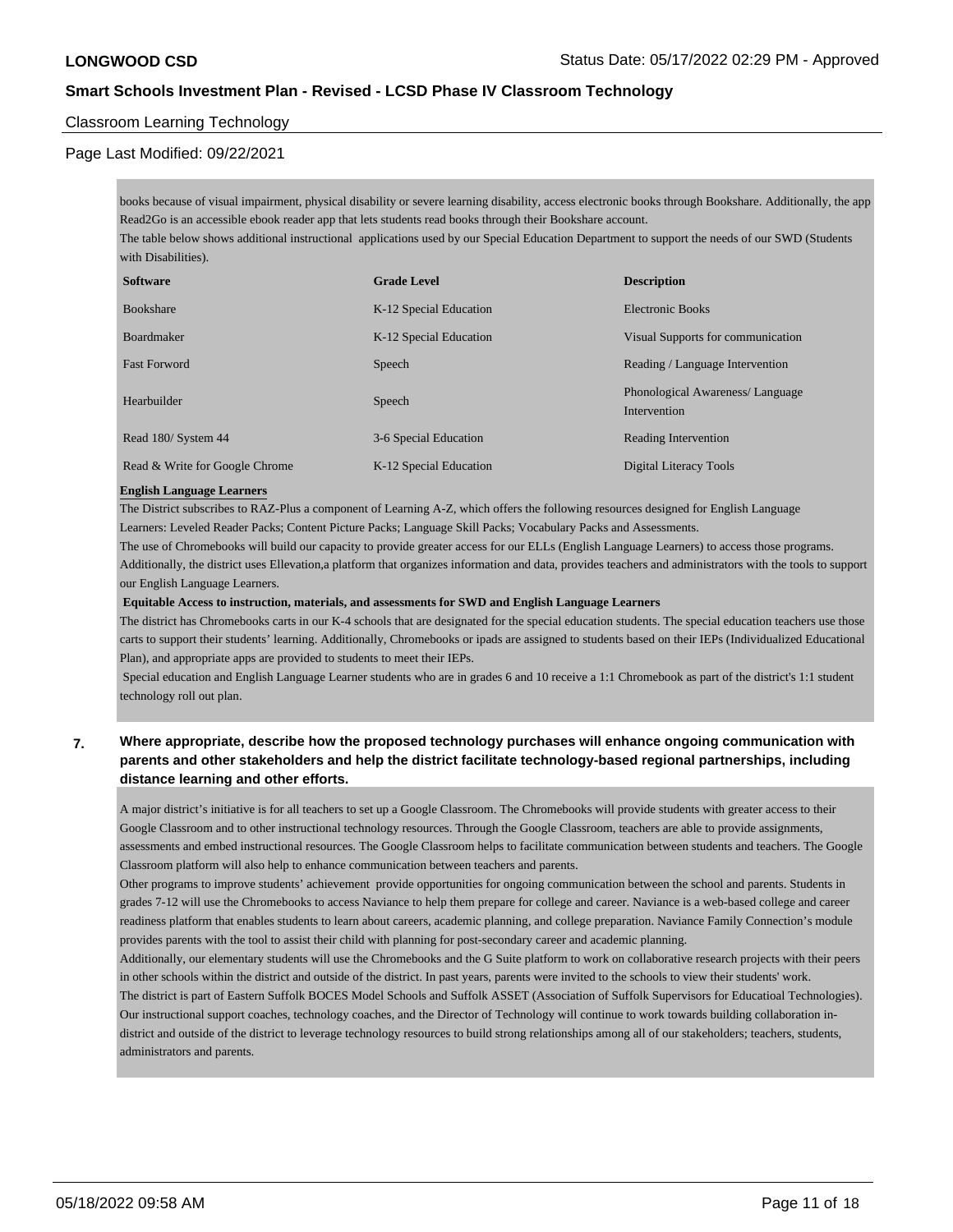## Classroom Learning Technology

Page Last Modified: 09/22/2021

books because of visual impairment, physical disability or severe learning disability, access electronic books through Bookshare. Additionally, the app Read2Go is an accessible ebook reader app that lets students read books through their Bookshare account.

The table below shows additional instructional applications used by our Special Education Department to support the needs of our SWD (Students with Disabilities).

| Software | Grade Level | Description |
| --- | --- | --- |
| Bookshare | K-12 Special Education | Electronic Books |
| Boardmaker | K-12 Special Education | Visual Supports for communication |
| Fast Forword | Speech | Reading / Language Intervention |
| Hearbuilder | Speech | Phonological Awareness/ Language Intervention |
| Read 180/ System 44 | 3-6 Special Education | Reading Intervention |
| Read & Write for Google Chrome | K-12 Special Education | Digital Literacy Tools |

**English Language Learners**

The District subscribes to RAZ-Plus a component of Learning A-Z, which offers the following resources designed for English Language Learners: Leveled Reader Packs; Content Picture Packs; Language Skill Packs; Vocabulary Packs and Assessments.

The use of Chromebooks will build our capacity to provide greater access for our ELLs (English Language Learners) to access those programs. Additionally, the district uses Ellevation,a platform that organizes information and data, provides teachers and administrators with the tools to support our English Language Learners.

**Equitable Access to instruction, materials, and assessments for SWD and English Language Learners**

The district has Chromebooks carts in our K-4 schools that are designated for the special education students. The special education teachers use those carts to support their students' learning. Additionally, Chromebooks or ipads are assigned to students based on their IEPs (Individualized Educational Plan), and appropriate apps are provided to students to meet their IEPs.

Special education and English Language Learner students who are in grades 6 and 10 receive a 1:1 Chromebook as part of the district's 1:1 student technology roll out plan.

**7. Where appropriate, describe how the proposed technology purchases will enhance ongoing communication with parents and other stakeholders and help the district facilitate technology-based regional partnerships, including distance learning and other efforts.**

A major district's initiative is for all teachers to set up a Google Classroom. The Chromebooks will provide students with greater access to their Google Classroom and to other instructional technology resources. Through the Google Classroom, teachers are able to provide assignments, assessments and embed instructional resources. The Google Classroom helps to facilitate communication between students and teachers. The Google Classroom platform will also help to enhance communication between teachers and parents.

Other programs to improve students' achievement provide opportunities for ongoing communication between the school and parents. Students in grades 7-12 will use the Chromebooks to access Naviance to help them prepare for college and career. Naviance is a web-based college and career readiness platform that enables students to learn about careers, academic planning, and college preparation. Naviance Family Connection's module provides parents with the tool to assist their child with planning for post-secondary career and academic planning.

Additionally, our elementary students will use the Chromebooks and the G Suite platform to work on collaborative research projects with their peers in other schools within the district and outside of the district. In past years, parents were invited to the schools to view their students' work.

The district is part of Eastern Suffolk BOCES Model Schools and Suffolk ASSET (Association of Suffolk Supervisors for Educatioal Technologies). Our instructional support coaches, technology coaches, and the Director of Technology will continue to work towards building collaboration in-district and outside of the district to leverage technology resources to build strong relationships among all of our stakeholders; teachers, students, administrators and parents.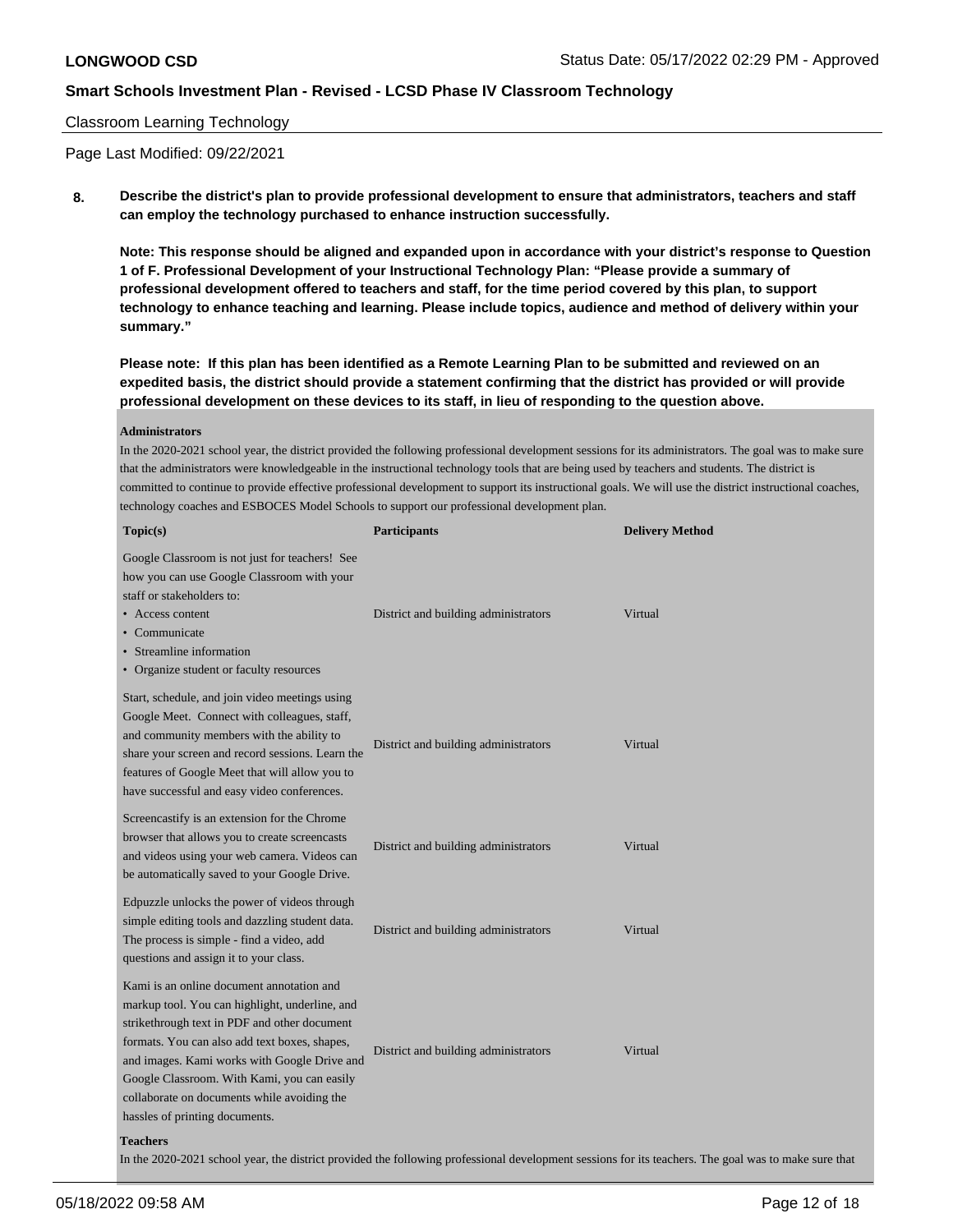Classroom Learning Technology

Page Last Modified: 09/22/2021

**8. Describe the district's plan to provide professional development to ensure that administrators, teachers and staff can employ the technology purchased to enhance instruction successfully.**

**Note: This response should be aligned and expanded upon in accordance with your district's response to Question 1 of F. Professional Development of your Instructional Technology Plan: "Please provide a summary of professional development offered to teachers and staff, for the time period covered by this plan, to support technology to enhance teaching and learning. Please include topics, audience and method of delivery within your summary."**

**Please note: If this plan has been identified as a Remote Learning Plan to be submitted and reviewed on an expedited basis, the district should provide a statement confirming that the district has provided or will provide professional development on these devices to its staff, in lieu of responding to the question above.**

**Administrators**

In the 2020-2021 school year, the district provided the following professional development sessions for its administrators. The goal was to make sure that the administrators were knowledgeable in the instructional technology tools that are being used by teachers and students. The district is committed to continue to provide effective professional development to support its instructional goals. We will use the district instructional coaches, technology coaches and ESBOCES Model Schools to support our professional development plan.

| Topic(s) | Participants | Delivery Method |
|---|---|---|
| Google Classroom is not just for teachers! See how you can use Google Classroom with your staff or stakeholders to: • Access content • Communicate • Streamline information • Organize student or faculty resources | District and building administrators | Virtual |
| Start, schedule, and join video meetings using Google Meet. Connect with colleagues, staff, and community members with the ability to share your screen and record sessions. Learn the features of Google Meet that will allow you to have successful and easy video conferences. | District and building administrators | Virtual |
| Screencastify is an extension for the Chrome browser that allows you to create screencasts and videos using your web camera. Videos can be automatically saved to your Google Drive. | District and building administrators | Virtual |
| Edpuzzle unlocks the power of videos through simple editing tools and dazzling student data. The process is simple - find a video, add questions and assign it to your class. | District and building administrators | Virtual |
| Kami is an online document annotation and markup tool. You can highlight, underline, and strikethrough text in PDF and other document formats. You can also add text boxes, shapes, and images. Kami works with Google Drive and Google Classroom. With Kami, you can easily collaborate on documents while avoiding the hassles of printing documents. | District and building administrators | Virtual |

**Teachers**

In the 2020-2021 school year, the district provided the following professional development sessions for its teachers. The goal was to make sure that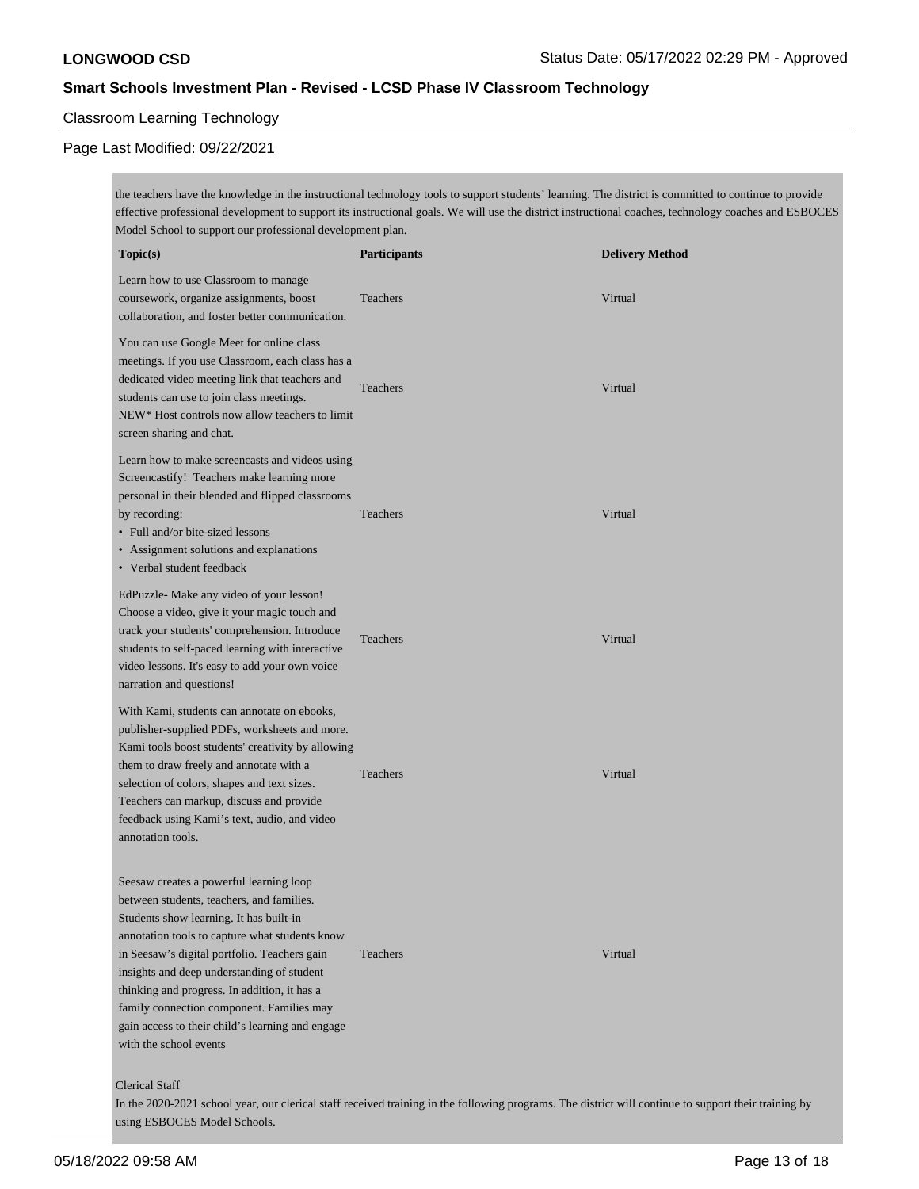## Classroom Learning Technology

Page Last Modified: 09/22/2021

the teachers have the knowledge in the instructional technology tools to support students' learning. The district is committed to continue to provide effective professional development to support its instructional goals. We will use the district instructional coaches, technology coaches and ESBOCES Model School to support our professional development plan.

| Topic(s) | Participants | Delivery Method |
| --- | --- | --- |
| Learn how to use Classroom to manage coursework, organize assignments, boost collaboration, and foster better communication. | Teachers | Virtual |
| You can use Google Meet for online class meetings. If you use Classroom, each class has a dedicated video meeting link that teachers and students can use to join class meetings. NEW* Host controls now allow teachers to limit screen sharing and chat. | Teachers | Virtual |
| Learn how to make screencasts and videos using Screencastify! Teachers make learning more personal in their blended and flipped classrooms by recording: • Full and/or bite-sized lessons • Assignment solutions and explanations • Verbal student feedback | Teachers | Virtual |
| EdPuzzle- Make any video of your lesson! Choose a video, give it your magic touch and track your students' comprehension. Introduce students to self-paced learning with interactive video lessons. It's easy to add your own voice narration and questions! | Teachers | Virtual |
| With Kami, students can annotate on ebooks, publisher-supplied PDFs, worksheets and more. Kami tools boost students' creativity by allowing them to draw freely and annotate with a selection of colors, shapes and text sizes. Teachers can markup, discuss and provide feedback using Kami's text, audio, and video annotation tools. | Teachers | Virtual |
| Seesaw creates a powerful learning loop between students, teachers, and families. Students show learning. It has built-in annotation tools to capture what students know in Seesaw's digital portfolio. Teachers gain insights and deep understanding of student thinking and progress. In addition, it has a family connection component. Families may gain access to their child's learning and engage with the school events | Teachers | Virtual |

Clerical Staff

In the 2020-2021 school year, our clerical staff received training in the following programs. The district will continue to support their training by using ESBOCES Model Schools.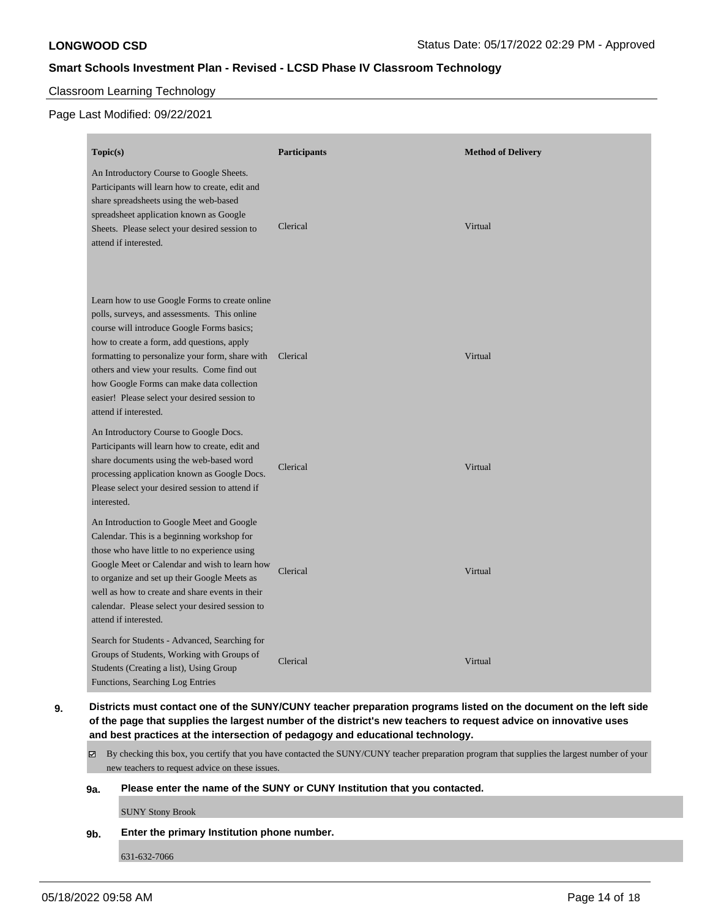Classroom Learning Technology

Page Last Modified: 09/22/2021

| Topic(s) | Participants | Method of Delivery |
|---|---|---|
| An Introductory Course to Google Sheets. Participants will learn how to create, edit and share spreadsheets using the web-based spreadsheet application known as Google Sheets. Please select your desired session to attend if interested. | Clerical | Virtual |
| Learn how to use Google Forms to create online polls, surveys, and assessments. This online course will introduce Google Forms basics; how to create a form, add questions, apply formatting to personalize your form, share with others and view your results. Come find out how Google Forms can make data collection easier! Please select your desired session to attend if interested. | Clerical | Virtual |
| An Introductory Course to Google Docs. Participants will learn how to create, edit and share documents using the web-based word processing application known as Google Docs. Please select your desired session to attend if interested. | Clerical | Virtual |
| An Introduction to Google Meet and Google Calendar. This is a beginning workshop for those who have little to no experience using Google Meet or Calendar and wish to learn how to organize and set up their Google Meets as well as how to create and share events in their calendar. Please select your desired session to attend if interested. | Clerical | Virtual |
| Search for Students - Advanced, Searching for Groups of Students, Working with Groups of Students (Creating a list), Using Group Functions, Searching Log Entries | Clerical | Virtual |

**9. Districts must contact one of the SUNY/CUNY teacher preparation programs listed on the document on the left side of the page that supplies the largest number of the district's new teachers to request advice on innovative uses and best practices at the intersection of pedagogy and educational technology.**

☑ By checking this box, you certify that you have contacted the SUNY/CUNY teacher preparation program that supplies the largest number of your new teachers to request advice on these issues.

**9a. Please enter the name of the SUNY or CUNY Institution that you contacted.**

SUNY Stony Brook

**9b. Enter the primary Institution phone number.**

631-632-7066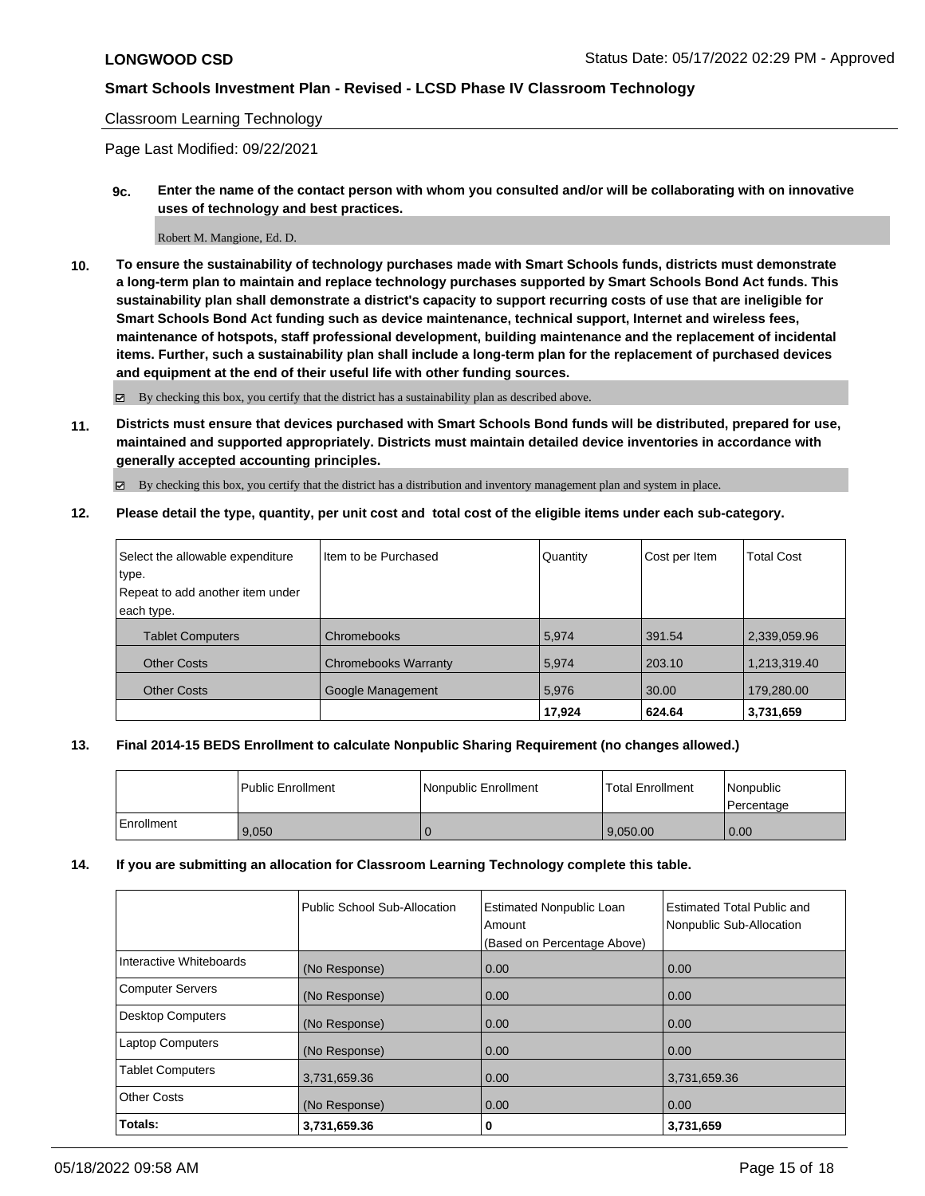Classroom Learning Technology

Page Last Modified: 09/22/2021

**9c. Enter the name of the contact person with whom you consulted and/or will be collaborating with on innovative uses of technology and best practices.**

Robert M. Mangione, Ed. D.

**10. To ensure the sustainability of technology purchases made with Smart Schools funds, districts must demonstrate a long-term plan to maintain and replace technology purchases supported by Smart Schools Bond Act funds. This sustainability plan shall demonstrate a district's capacity to support recurring costs of use that are ineligible for Smart Schools Bond Act funding such as device maintenance, technical support, Internet and wireless fees, maintenance of hotspots, staff professional development, building maintenance and the replacement of incidental items. Further, such a sustainability plan shall include a long-term plan for the replacement of purchased devices and equipment at the end of their useful life with other funding sources.**

☑ By checking this box, you certify that the district has a sustainability plan as described above.

**11. Districts must ensure that devices purchased with Smart Schools Bond funds will be distributed, prepared for use, maintained and supported appropriately. Districts must maintain detailed device inventories in accordance with generally accepted accounting principles.**

☑ By checking this box, you certify that the district has a distribution and inventory management plan and system in place.

**12. Please detail the type, quantity, per unit cost and total cost of the eligible items under each sub-category.**

| Select the allowable expenditure type. Repeat to add another item under each type. | Item to be Purchased | Quantity | Cost per Item | Total Cost |
|---|---|---|---|---|
| Tablet Computers | Chromebooks | 5,974 | 391.54 | 2,339,059.96 |
| Other Costs | Chromebooks Warranty | 5,974 | 203.10 | 1,213,319.40 |
| Other Costs | Google Management | 5,976 | 30.00 | 179,280.00 |
| | | **17,924** | **624.64** | **3,731,659** |

**13. Final 2014-15 BEDS Enrollment to calculate Nonpublic Sharing Requirement (no changes allowed.)**

| | Public Enrollment | Nonpublic Enrollment | Total Enrollment | Nonpublic Percentage |
|---|---|---|---|---|
| Enrollment | 9,050 | 0 | 9,050.00 | 0.00 |

**14. If you are submitting an allocation for Classroom Learning Technology complete this table.**

| | Public School Sub-Allocation | Estimated Nonpublic Loan Amount (Based on Percentage Above) | Estimated Total Public and Nonpublic Sub-Allocation |
|---|---|---|---|
| Interactive Whiteboards | (No Response) | 0.00 | 0.00 |
| Computer Servers | (No Response) | 0.00 | 0.00 |
| Desktop Computers | (No Response) | 0.00 | 0.00 |
| Laptop Computers | (No Response) | 0.00 | 0.00 |
| Tablet Computers | 3,731,659.36 | 0.00 | 3,731,659.36 |
| Other Costs | (No Response) | 0.00 | 0.00 |
| **Totals:** | **3,731,659.36** | **0** | **3,731,659** |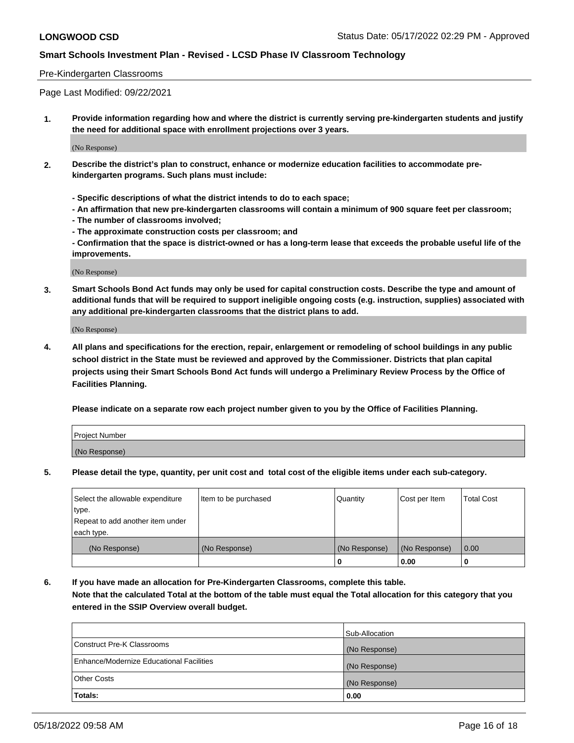Pre-Kindergarten Classrooms

Page Last Modified: 09/22/2021

**1. Provide information regarding how and where the district is currently serving pre-kindergarten students and justify the need for additional space with enrollment projections over 3 years.**

(No Response)

**2. Describe the district's plan to construct, enhance or modernize education facilities to accommodate pre-kindergarten programs. Such plans must include:**

**- Specific descriptions of what the district intends to do to each space;**
**- An affirmation that new pre-kindergarten classrooms will contain a minimum of 900 square feet per classroom;**
**- The number of classrooms involved;**
**- The approximate construction costs per classroom; and**
**- Confirmation that the space is district-owned or has a long-term lease that exceeds the probable useful life of the improvements.**

(No Response)

**3. Smart Schools Bond Act funds may only be used for capital construction costs. Describe the type and amount of additional funds that will be required to support ineligible ongoing costs (e.g. instruction, supplies) associated with any additional pre-kindergarten classrooms that the district plans to add.**

(No Response)

**4. All plans and specifications for the erection, repair, enlargement or remodeling of school buildings in any public school district in the State must be reviewed and approved by the Commissioner. Districts that plan capital projects using their Smart Schools Bond Act funds will undergo a Preliminary Review Process by the Office of Facilities Planning.**

**Please indicate on a separate row each project number given to you by the Office of Facilities Planning.**

| Project Number |
| --- |
| (No Response) |

**5. Please detail the type, quantity, per unit cost and total cost of the eligible items under each sub-category.**

| Select the allowable expenditure type. Repeat to add another item under each type. | Item to be purchased | Quantity | Cost per Item | Total Cost |
| --- | --- | --- | --- | --- |
| (No Response) | (No Response) | (No Response) | (No Response) | 0.00 |
| | | 0 | 0.00 | 0 |

**6. If you have made an allocation for Pre-Kindergarten Classrooms, complete this table. Note that the calculated Total at the bottom of the table must equal the Total allocation for this category that you entered in the SSIP Overview overall budget.**

| | Sub-Allocation |
| --- | --- |
| Construct Pre-K Classrooms | (No Response) |
| Enhance/Modernize Educational Facilities | (No Response) |
| Other Costs | (No Response) |
| **Totals:** | **0.00** |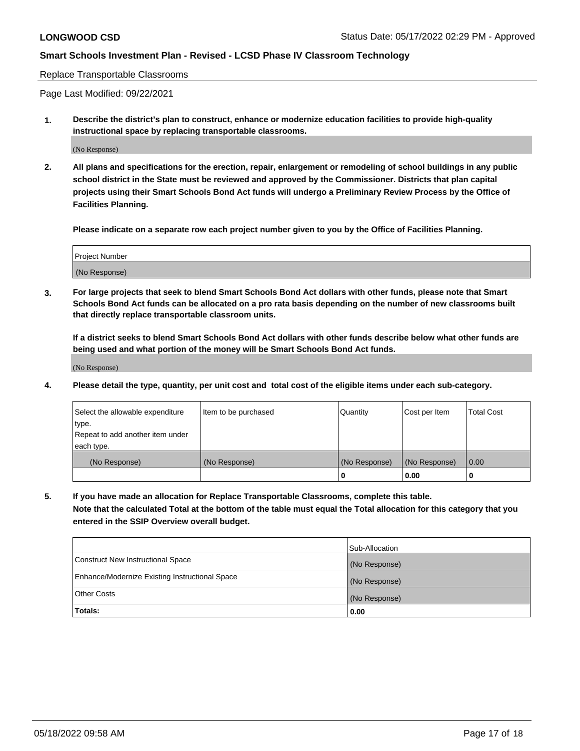Replace Transportable Classrooms

Page Last Modified: 09/22/2021

**1. Describe the district's plan to construct, enhance or modernize education facilities to provide high-quality instructional space by replacing transportable classrooms.**

(No Response)

**2. All plans and specifications for the erection, repair, enlargement or remodeling of school buildings in any public school district in the State must be reviewed and approved by the Commissioner. Districts that plan capital projects using their Smart Schools Bond Act funds will undergo a Preliminary Review Process by the Office of Facilities Planning.**

**Please indicate on a separate row each project number given to you by the Office of Facilities Planning.**

| Project Number |
|---|
| (No Response) |

**3. For large projects that seek to blend Smart Schools Bond Act dollars with other funds, please note that Smart Schools Bond Act funds can be allocated on a pro rata basis depending on the number of new classrooms built that directly replace transportable classroom units.**

**If a district seeks to blend Smart Schools Bond Act dollars with other funds describe below what other funds are being used and what portion of the money will be Smart Schools Bond Act funds.**

(No Response)

**4. Please detail the type, quantity, per unit cost and total cost of the eligible items under each sub-category.**

| Select the allowable expenditure type. Repeat to add another item under each type. | Item to be purchased | Quantity | Cost per Item | Total Cost |
|---|---|---|---|---|
| (No Response) | (No Response) | (No Response) | (No Response) | 0.00 |
| | | 0 | 0.00 | 0 |

**5. If you have made an allocation for Replace Transportable Classrooms, complete this table. Note that the calculated Total at the bottom of the table must equal the Total allocation for this category that you entered in the SSIP Overview overall budget.**

| | Sub-Allocation |
|---|---|
| Construct New Instructional Space | (No Response) |
| Enhance/Modernize Existing Instructional Space | (No Response) |
| Other Costs | (No Response) |
| **Totals:** | **0.00** |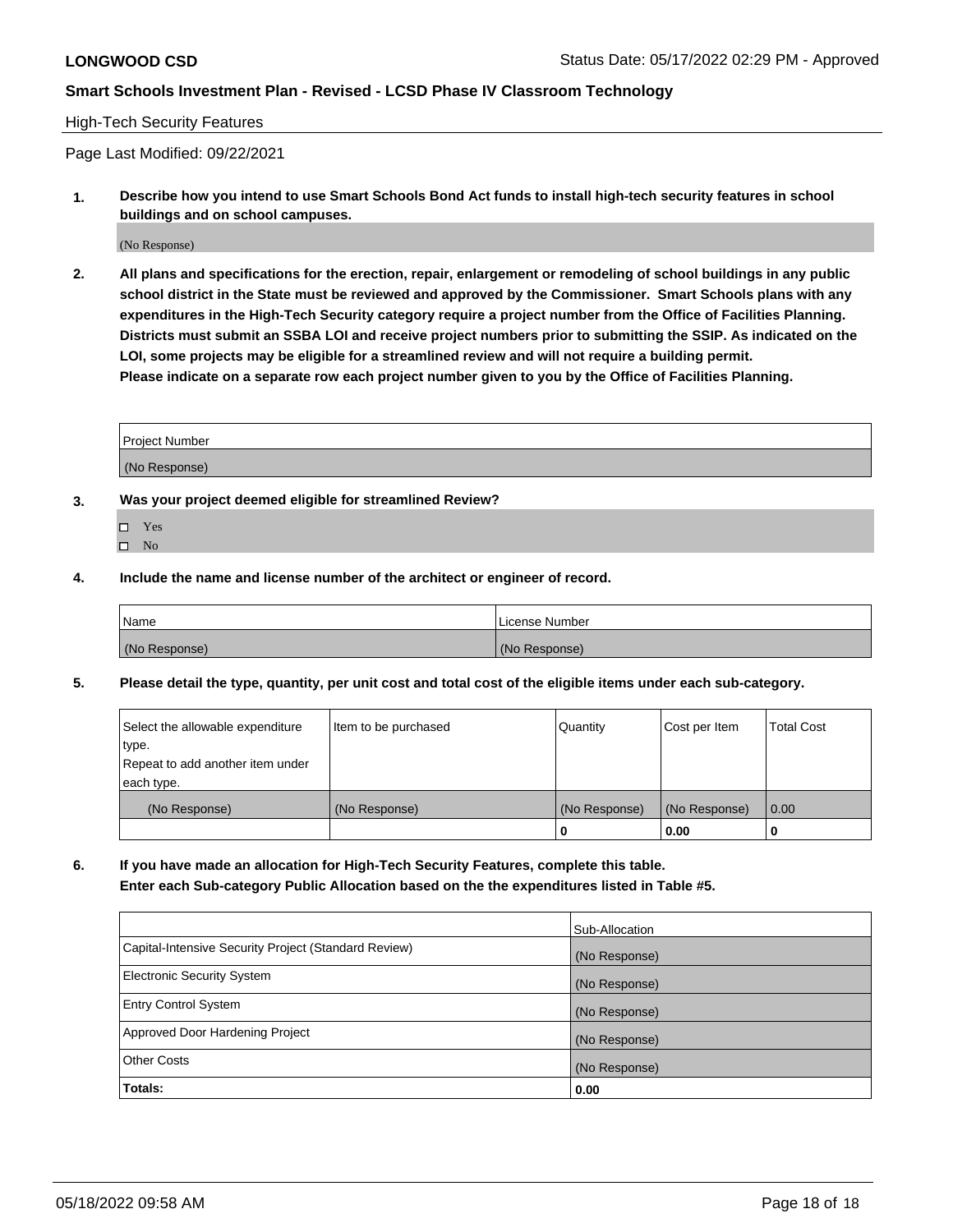**LONGWOOD CSD** Status Date: 05/17/2022 02:29 PM - Approved

**Smart Schools Investment Plan - Revised - LCSD Phase IV Classroom Technology**

High-Tech Security Features

Page Last Modified: 09/22/2021

**1. Describe how you intend to use Smart Schools Bond Act funds to install high-tech security features in school buildings and on school campuses.**

(No Response)

**2. All plans and specifications for the erection, repair, enlargement or remodeling of school buildings in any public school district in the State must be reviewed and approved by the Commissioner. Smart Schools plans with any expenditures in the High-Tech Security category require a project number from the Office of Facilities Planning. Districts must submit an SSBA LOI and receive project numbers prior to submitting the SSIP. As indicated on the LOI, some projects may be eligible for a streamlined review and will not require a building permit. Please indicate on a separate row each project number given to you by the Office of Facilities Planning.**

| Project Number |
|---|
| (No Response) |

**3. Was your project deemed eligible for streamlined Review?**

- ☐ Yes
- ☐ No

**4. Include the name and license number of the architect or engineer of record.**

| Name | License Number |
|---|---|
| (No Response) | (No Response) |

**5. Please detail the type, quantity, per unit cost and total cost of the eligible items under each sub-category.**

| Select the allowable expenditure type. Repeat to add another item under each type. | Item to be purchased | Quantity | Cost per Item | Total Cost |
|---|---|---|---|---|
| (No Response) | (No Response) | (No Response) | (No Response) | 0.00 |
| | | 0 | 0.00 | 0 |

**6. If you have made an allocation for High-Tech Security Features, complete this table. Enter each Sub-category Public Allocation based on the the expenditures listed in Table #5.**

| | Sub-Allocation |
|---|---|
| Capital-Intensive Security Project (Standard Review) | (No Response) |
| Electronic Security System | (No Response) |
| Entry Control System | (No Response) |
| Approved Door Hardening Project | (No Response) |
| Other Costs | (No Response) |
| **Totals:** | **0.00** |